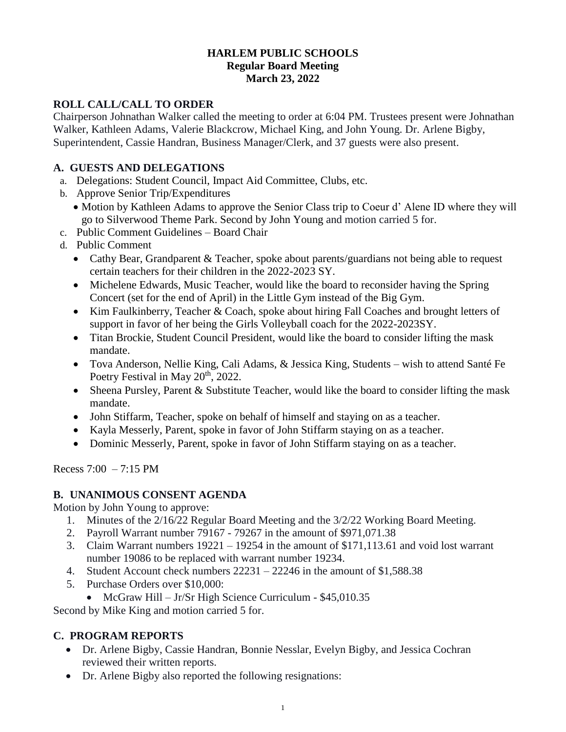# HARLEM PUBLIC SCHOOLS
## Regular Board Meeting
## March 23, 2022

## ROLL CALL/CALL TO ORDER

Chairperson Johnathan Walker called the meeting to order at 6:04 PM. Trustees present were Johnathan Walker, Kathleen Adams, Valerie Blackcrow, Michael King, and John Young. Dr. Arlene Bigby, Superintendent, Cassie Handran, Business Manager/Clerk, and 37 guests were also present.

## A. GUESTS AND DELEGATIONS

a. Delegations: Student Council, Impact Aid Committee, Clubs, etc.

b. Approve Senior Trip/Expenditures
   - Motion by Kathleen Adams to approve the Senior Class trip to Coeur d' Alene ID where they will go to Silverwood Theme Park. Second by John Young and motion carried 5 for.

c. Public Comment Guidelines – Board Chair

d. Public Comment
   - Cathy Bear, Grandparent & Teacher, spoke about parents/guardians not being able to request certain teachers for their children in the 2022-2023 SY.
   - Michelene Edwards, Music Teacher, would like the board to reconsider having the Spring Concert (set for the end of April) in the Little Gym instead of the Big Gym.
   - Kim Faulkinberry, Teacher & Coach, spoke about hiring Fall Coaches and brought letters of support in favor of her being the Girls Volleyball coach for the 2022-2023SY.
   - Titan Brockie, Student Council President, would like the board to consider lifting the mask mandate.
   - Tova Anderson, Nellie King, Cali Adams, & Jessica King, Students – wish to attend Santé Fe Poetry Festival in May 20th, 2022.
   - Sheena Pursley, Parent & Substitute Teacher, would like the board to consider lifting the mask mandate.
   - John Stiffarm, Teacher, spoke on behalf of himself and staying on as a teacher.
   - Kayla Messerly, Parent, spoke in favor of John Stiffarm staying on as a teacher.
   - Dominic Messerly, Parent, spoke in favor of John Stiffarm staying on as a teacher.

Recess 7:00 – 7:15 PM

## B. UNANIMOUS CONSENT AGENDA

Motion by John Young to approve:

1. Minutes of the 2/16/22 Regular Board Meeting and the 3/2/22 Working Board Meeting.
2. Payroll Warrant number 79167 - 79267 in the amount of $971,071.38
3. Claim Warrant numbers 19221 – 19254 in the amount of $171,113.61 and void lost warrant number 19086 to be replaced with warrant number 19234.
4. Student Account check numbers 22231 – 22246 in the amount of $1,588.38
5. Purchase Orders over $10,000:
   - McGraw Hill – Jr/Sr High Science Curriculum - $45,010.35

Second by Mike King and motion carried 5 for.

## C. PROGRAM REPORTS

- Dr. Arlene Bigby, Cassie Handran, Bonnie Nesslar, Evelyn Bigby, and Jessica Cochran reviewed their written reports.
- Dr. Arlene Bigby also reported the following resignations: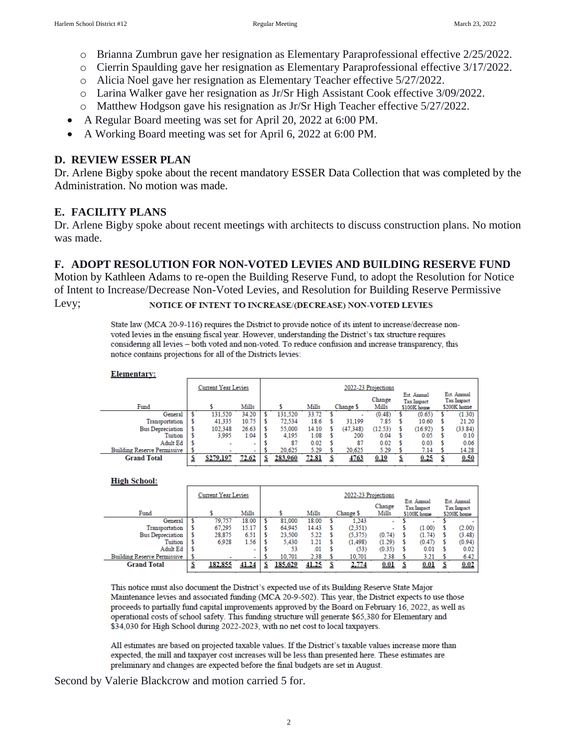- Brianna Zumbrun gave her resignation as Elementary Paraprofessional effective 2/25/2022.
  - Cierrin Spaulding gave her resignation as Elementary Paraprofessional effective 3/17/2022.
  - Alicia Noel gave her resignation as Elementary Teacher effective 5/27/2022.
  - Larina Walker gave her resignation as Jr/Sr High Assistant Cook effective 3/09/2022.
  - Matthew Hodgson gave his resignation as Jr/Sr High Teacher effective 5/27/2022.
- A Regular Board meeting was set for April 20, 2022 at 6:00 PM.
- A Working Board meeting was set for April 6, 2022 at 6:00 PM.

## D. REVIEW ESSER PLAN

Dr. Arlene Bigby spoke about the recent mandatory ESSER Data Collection that was completed by the Administration. No motion was made.

## E. FACILITY PLANS

Dr. Arlene Bigby spoke about recent meetings with architects to discuss construction plans. No motion was made.

## F. ADOPT RESOLUTION FOR NON-VOTED LEVIES AND BUILDING RESERVE FUND

Motion by Kathleen Adams to re-open the Building Reserve Fund, to adopt the Resolution for Notice of Intent to Increase/Decrease Non-Voted Levies, and Resolution for Building Reserve Permissive Levy;

**NOTICE OF INTENT TO INCREASE/(DECREASE) NON-VOTED LEVIES**

State law (MCA 20-9-116) requires the District to provide notice of its intent to increase/decrease non-voted levies in the ensuing fiscal year. However, understanding the District's tax structure requires considering all levies – both voted and non-voted. To reduce confusion and increase transparency, this notice contains projections for all of the Districts levies:

**Elementary:**

| | Current Year Levies | | 2022-23 Projections | | | | | |
|---|---|---|---|---|---|---|---|---|
| Fund | $ | Mills | $ | Mills | Change $ | Change Mills | Est. Annual Tax Impact $100K home | Est. Annual Tax Impact $200K home |
| General | $ 131,520 | 34.20 | $ 131,520 | 33.72 | $ - | (0.48) | $ (0.65) | $ (1.30) |
| Transportation | $ 41,335 | 10.75 | $ 72,534 | 18.6 | $ 31,199 | 7.85 | $ 10.60 | $ 21.20 |
| Bus Depreciation | $ 102,348 | 26.63 | $ 55,000 | 14.10 | $ (47,348) | (12.53) | $ (16.92) | $ (33.84) |
| Tuition | $ 3,995 | 1.04 | $ 4,195 | 1.08 | $ 200 | 0.04 | $ 0.05 | $ 0.10 |
| Adult Ed | $ - | - | $ 87 | 0.02 | $ 87 | 0.02 | $ 0.03 | $ 0.06 |
| Building Reserve Permissive | $ - | - | $ 20,625 | 5.29 | $ 20,625 | 5.29 | $ 7.14 | $ 14.28 |
| **Grand Total** | **$ $279,197** | **72.62** | **$ 283,960** | **72.81** | **$ 4763** | **0.19** | **$ 0.25** | **$ 0.50** |

**High School:**

| | Current Year Levies | | 2022-23 Projections | | | | | |
|---|---|---|---|---|---|---|---|---|
| Fund | $ | Mills | $ | Mills | Change $ | Change Mills | Est. Annual Tax Impact $100K home | Est. Annual Tax Impact $200K home |
| General | $ 79,757 | 18.00 | $ 81,000 | 18.00 | $ 1,243 | - | $ - | $ - |
| Transportation | $ 67,295 | 15.17 | $ 64,945 | 14.43 | $ (2,351) | - | $ (1.00) | $ (2.00) |
| Bus Depreciation | $ 28,875 | 6.51 | $ 23,500 | 5.22 | $ (5,375) | (0.74) | $ (1.74) | $ (3.48) |
| Tuition | $ 6,928 | 1.56 | $ 5,430 | 1.21 | $ (1,498) | (1.29) | $ (0.47) | $ (0.94) |
| Adult Ed | $ | - | $ 53 | .01 | $ (53) | (0.35) | $ 0.01 | $ 0.02 |
| Building Reserve Permissive | $ - | - | $ 10,701 | 2.38 | $ 10,701 | 2.38 | $ 3.21 | $ 6.42 |
| **Grand Total** | **$ 182,855** | **41.24** | **$ 185,629** | **41.25** | **$ 2,774** | **0.01** | **$ 0.01** | **$ 0.02** |

This notice must also document the District's expected use of its Building Reserve State Major Maintenance levies and associated funding (MCA 20-9-502). This year, the District expects to use those proceeds to partially fund capital improvements approved by the Board on February 16, 2022, as well as operational costs of school safety. This funding structure will generate $65,380 for Elementary and $34,030 for High School during 2022-2023, with no net cost to local taxpayers.

All estimates are based on projected taxable values. If the District's taxable values increase more than expected, the mill and taxpayer cost increases will be less than presented here. These estimates are preliminary and changes are expected before the final budgets are set in August.

Second by Valerie Blackcrow and motion carried 5 for.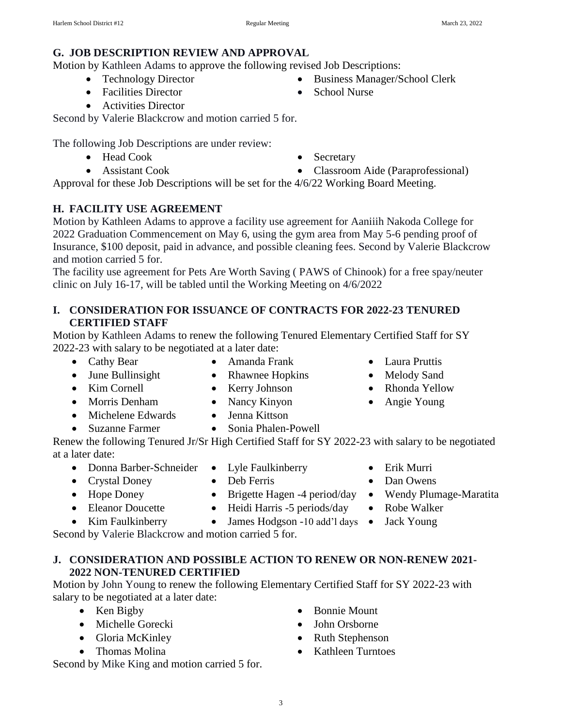## G. JOB DESCRIPTION REVIEW AND APPROVAL

Motion by Kathleen Adams to approve the following revised Job Descriptions:

- Technology Director
- Facilities Director
- Activities Director
- Business Manager/School Clerk
- School Nurse

Second by Valerie Blackcrow and motion carried 5 for.

The following Job Descriptions are under review:

- Head Cook
- Assistant Cook
- Secretary
- Classroom Aide (Paraprofessional)

Approval for these Job Descriptions will be set for the 4/6/22 Working Board Meeting.

## H. FACILITY USE AGREEMENT

Motion by Kathleen Adams to approve a facility use agreement for Aaniiih Nakoda College for 2022 Graduation Commencement on May 6, using the gym area from May 5-6 pending proof of Insurance, $100 deposit, paid in advance, and possible cleaning fees. Second by Valerie Blackcrow and motion carried 5 for.

The facility use agreement for Pets Are Worth Saving ( PAWS of Chinook) for a free spay/neuter clinic on July 16-17, will be tabled until the Working Meeting on 4/6/2022

## I. CONSIDERATION FOR ISSUANCE OF CONTRACTS FOR 2022-23 TENURED CERTIFIED STAFF

Motion by Kathleen Adams to renew the following Tenured Elementary Certified Staff for SY 2022-23 with salary to be negotiated at a later date:

- Cathy Bear
- June Bullinsight
- Kim Cornell
- Morris Denham
- Michelene Edwards
- Suzanne Farmer
- Amanda Frank
- Rhawnee Hopkins
- Kerry Johnson
- Nancy Kinyon
- Jenna Kittson
- Sonia Phalen-Powell
- Laura Pruttis
- Melody Sand
- Rhonda Yellow
- Angie Young

Renew the following Tenured Jr/Sr High Certified Staff for SY 2022-23 with salary to be negotiated at a later date:

- Donna Barber-Schneider
- Crystal Doney
- Hope Doney
- Eleanor Doucette
- Kim Faulkinberry
- Lyle Faulkinberry
- Deb Ferris
- Brigette Hagen -4 period/day
- Heidi Harris -5 periods/day
- James Hodgson -10 add'l days
- Erik Murri
- Dan Owens
- Wendy Plumage-Maratita
- Robe Walker
- Jack Young

Second by Valerie Blackcrow and motion carried 5 for.

## J. CONSIDERATION AND POSSIBLE ACTION TO RENEW OR NON-RENEW 2021-2022 NON-TENURED CERTIFIED

Motion by John Young to renew the following Elementary Certified Staff for SY 2022-23 with salary to be negotiated at a later date:

- Ken Bigby
- Michelle Gorecki
- Gloria McKinley
- Thomas Molina
- Bonnie Mount
- John Orsborne
- Ruth Stephenson
- Kathleen Turntoes

Second by Mike King and motion carried 5 for.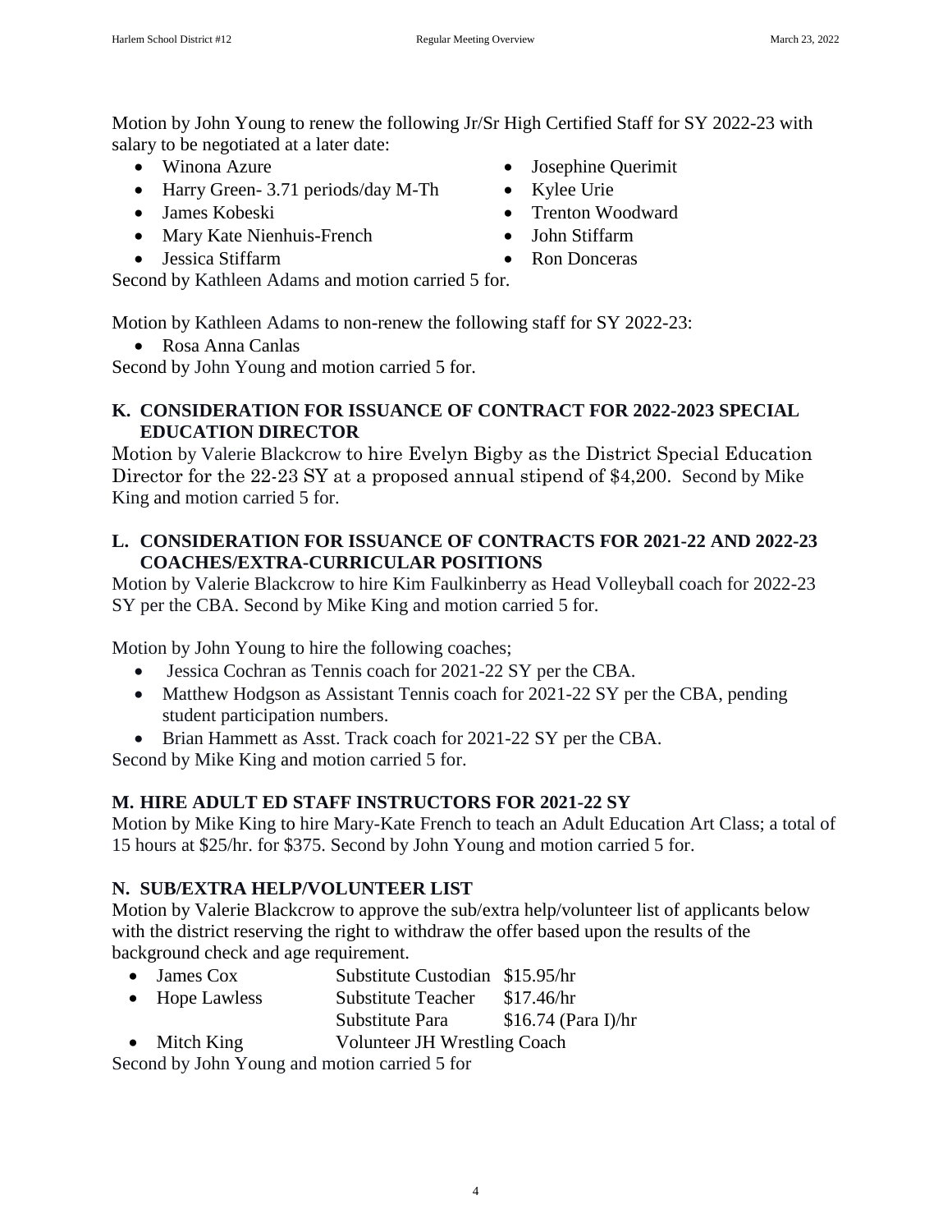Motion by John Young to renew the following Jr/Sr High Certified Staff for SY 2022-23 with salary to be negotiated at a later date:

- Winona Azure
- Harry Green- 3.71 periods/day M-Th
- James Kobeski
- Mary Kate Nienhuis-French
- Jessica Stiffarm
- Josephine Querimit
- Kylee Urie
- Trenton Woodward
- John Stiffarm
- Ron Donceras

Second by Kathleen Adams and motion carried 5 for.

Motion by Kathleen Adams to non-renew the following staff for SY 2022-23:

- Rosa Anna Canlas

Second by John Young and motion carried 5 for.

**K. CONSIDERATION FOR ISSUANCE OF CONTRACT FOR 2022-2023 SPECIAL EDUCATION DIRECTOR**

Motion by Valerie Blackcrow to hire Evelyn Bigby as the District Special Education Director for the 22-23 SY at a proposed annual stipend of $4,200. Second by Mike King and motion carried 5 for.

**L. CONSIDERATION FOR ISSUANCE OF CONTRACTS FOR 2021-22 AND 2022-23 COACHES/EXTRA-CURRICULAR POSITIONS**

Motion by Valerie Blackcrow to hire Kim Faulkinberry as Head Volleyball coach for 2022-23 SY per the CBA. Second by Mike King and motion carried 5 for.

Motion by John Young to hire the following coaches;

- Jessica Cochran as Tennis coach for 2021-22 SY per the CBA.
- Matthew Hodgson as Assistant Tennis coach for 2021-22 SY per the CBA, pending student participation numbers.
- Brian Hammett as Asst. Track coach for 2021-22 SY per the CBA.

Second by Mike King and motion carried 5 for.

**M. HIRE ADULT ED STAFF INSTRUCTORS FOR 2021-22 SY**

Motion by Mike King to hire Mary-Kate French to teach an Adult Education Art Class; a total of 15 hours at $25/hr. for $375. Second by John Young and motion carried 5 for.

**N. SUB/EXTRA HELP/VOLUNTEER LIST**

Motion by Valerie Blackcrow to approve the sub/extra help/volunteer list of applicants below with the district reserving the right to withdraw the offer based upon the results of the background check and age requirement.

- James Cox — Substitute Custodian $15.95/hr
- Hope Lawless — Substitute Teacher $17.46/hr; Substitute Para $16.74 (Para I)/hr
- Mitch King — Volunteer JH Wrestling Coach

Second by John Young and motion carried 5 for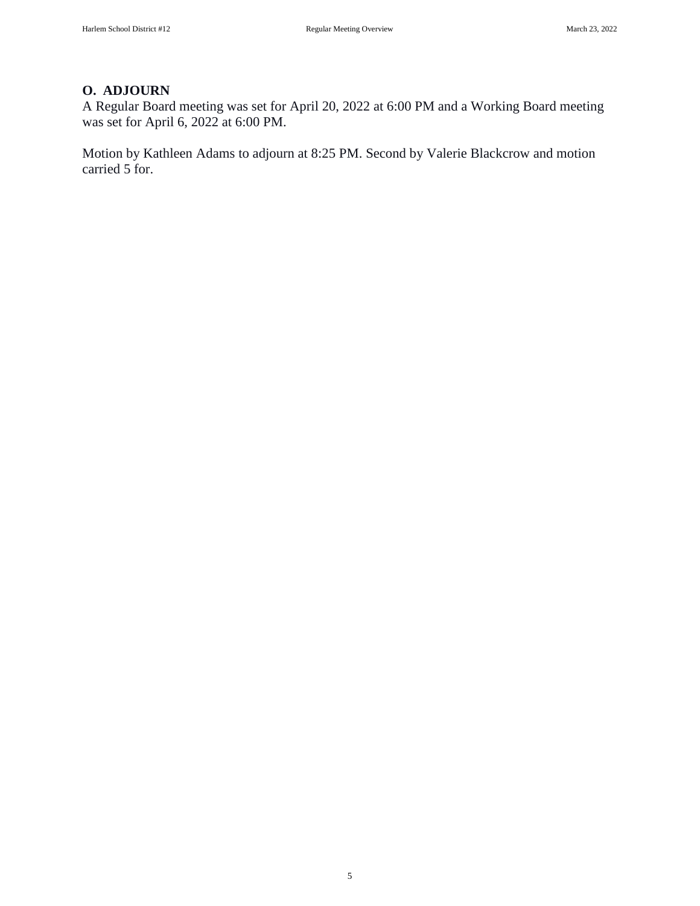## O. ADJOURN

A Regular Board meeting was set for April 20, 2022 at 6:00 PM and a Working Board meeting was set for April 6, 2022 at 6:00 PM.

Motion by Kathleen Adams to adjourn at 8:25 PM. Second by Valerie Blackcrow and motion carried 5 for.